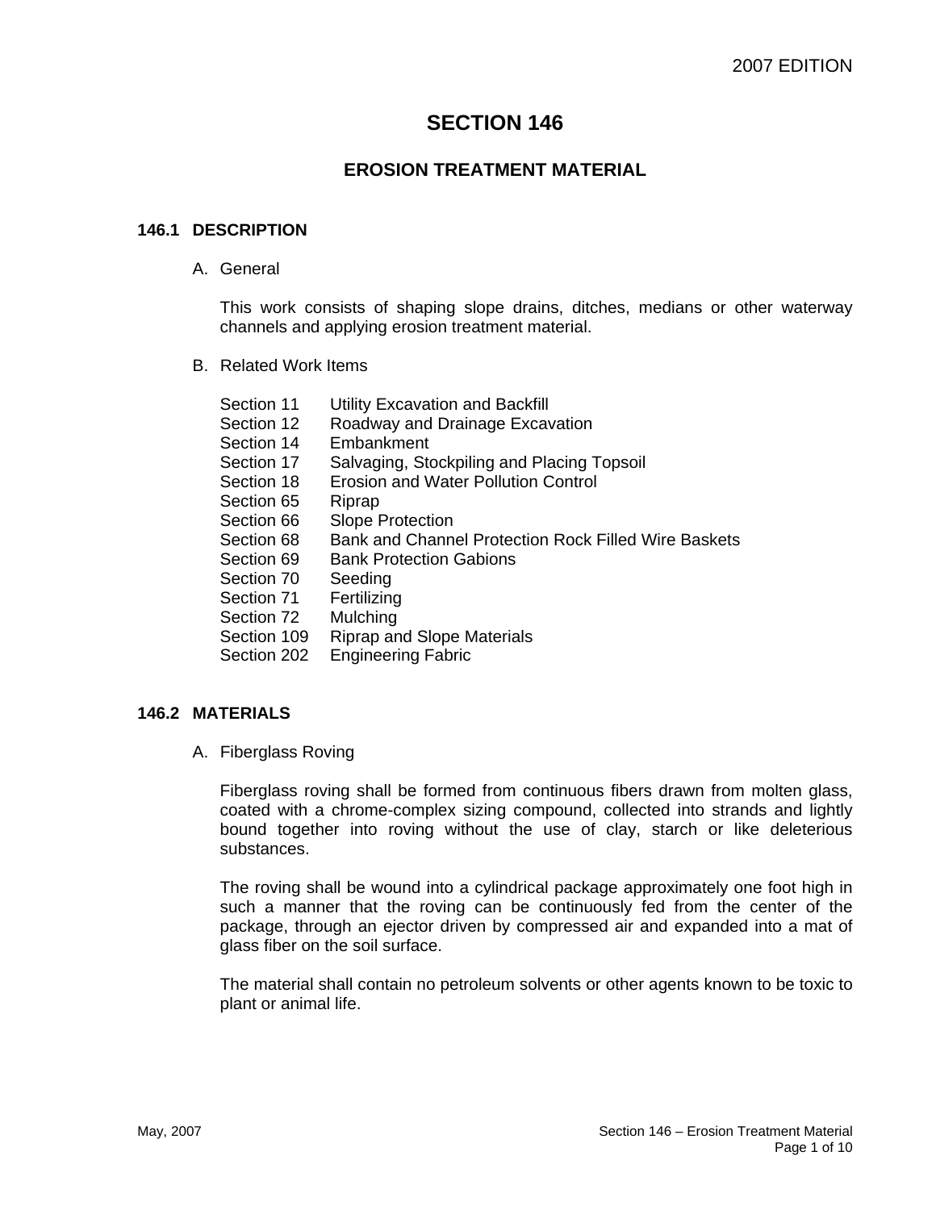# SECTION 146

## EROSION TREATMENT MATERIAL

### 146.1 DESCRIPTION

A. General

This work consists of shaping slope drains, ditches, medians or other waterway channels and applying erosion treatment material.

B. Related Work Items

| | |
|---|---|
| Section 11 | Utility Excavation and Backfill |
| Section 12 | Roadway and Drainage Excavation |
| Section 14 | Embankment |
| Section 17 | Salvaging, Stockpiling and Placing Topsoil |
| Section 18 | Erosion and Water Pollution Control |
| Section 65 | Riprap |
| Section 66 | Slope Protection |
| Section 68 | Bank and Channel Protection Rock Filled Wire Baskets |
| Section 69 | Bank Protection Gabions |
| Section 70 | Seeding |
| Section 71 | Fertilizing |
| Section 72 | Mulching |
| Section 109 | Riprap and Slope Materials |
| Section 202 | Engineering Fabric |

### 146.2 MATERIALS

A. Fiberglass Roving

Fiberglass roving shall be formed from continuous fibers drawn from molten glass, coated with a chrome-complex sizing compound, collected into strands and lightly bound together into roving without the use of clay, starch or like deleterious substances.

The roving shall be wound into a cylindrical package approximately one foot high in such a manner that the roving can be continuously fed from the center of the package, through an ejector driven by compressed air and expanded into a mat of glass fiber on the soil surface.

The material shall contain no petroleum solvents or other agents known to be toxic to plant or animal life.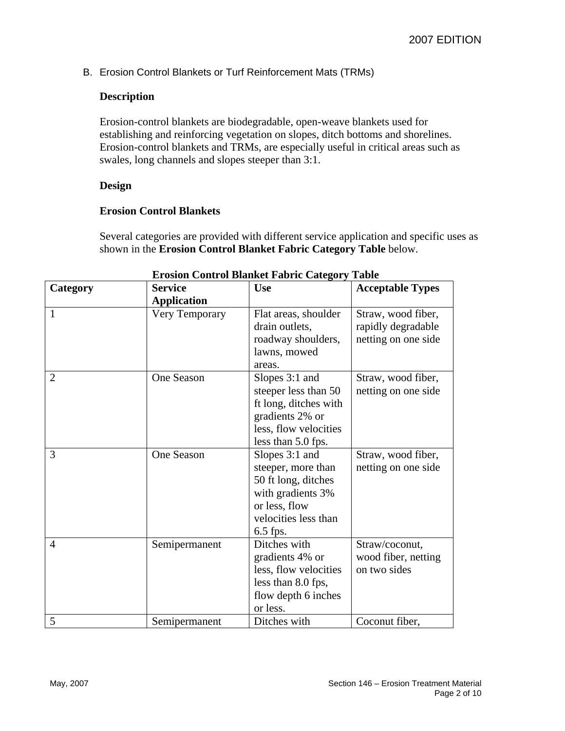B. Erosion Control Blankets or Turf Reinforcement Mats (TRMs)

**Description**

Erosion-control blankets are biodegradable, open-weave blankets used for establishing and reinforcing vegetation on slopes, ditch bottoms and shorelines. Erosion-control blankets and TRMs, are especially useful in critical areas such as swales, long channels and slopes steeper than 3:1.

**Design**

**Erosion Control Blankets**

Several categories are provided with different service application and specific uses as shown in the **Erosion Control Blanket Fabric Category Table** below.

**Erosion Control Blanket Fabric Category Table**

| Category | Service Application | Use | Acceptable Types |
|---|---|---|---|
| 1 | Very Temporary | Flat areas, shoulder drain outlets, roadway shoulders, lawns, mowed areas. | Straw, wood fiber, rapidly degradable netting on one side |
| 2 | One Season | Slopes 3:1 and steeper less than 50 ft long, ditches with gradients 2% or less, flow velocities less than 5.0 fps. | Straw, wood fiber, netting on one side |
| 3 | One Season | Slopes 3:1 and steeper, more than 50 ft long, ditches with gradients 3% or less, flow velocities less than 6.5 fps. | Straw, wood fiber, netting on one side |
| 4 | Semipermanent | Ditches with gradients 4% or less, flow velocities less than 8.0 fps, flow depth 6 inches or less. | Straw/coconut, wood fiber, netting on two sides |
| 5 | Semipermanent | Ditches with | Coconut fiber, |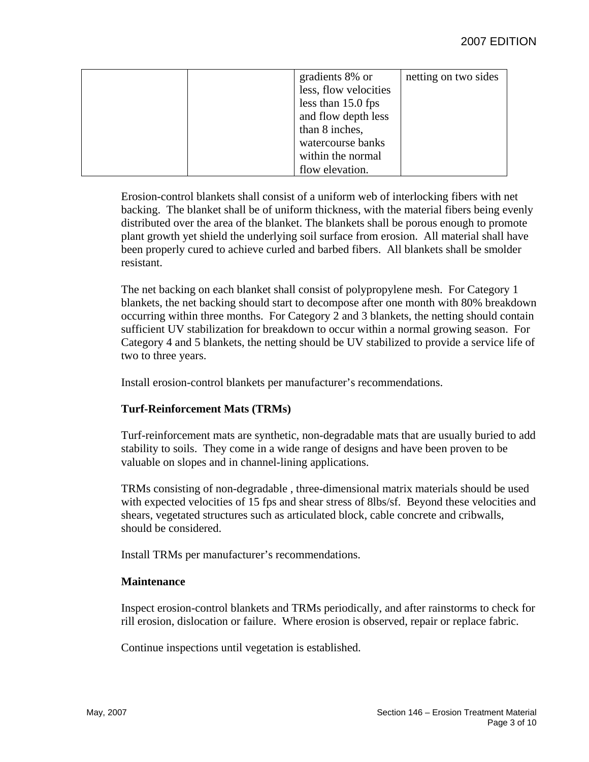| | | gradients 8% or less, flow velocities less than 15.0 fps and flow depth less than 8 inches, watercourse banks within the normal flow elevation. | netting on two sides |
|---|---|---|---|

Erosion-control blankets shall consist of a uniform web of interlocking fibers with net backing. The blanket shall be of uniform thickness, with the material fibers being evenly distributed over the area of the blanket. The blankets shall be porous enough to promote plant growth yet shield the underlying soil surface from erosion. All material shall have been properly cured to achieve curled and barbed fibers. All blankets shall be smolder resistant.

The net backing on each blanket shall consist of polypropylene mesh. For Category 1 blankets, the net backing should start to decompose after one month with 80% breakdown occurring within three months. For Category 2 and 3 blankets, the netting should contain sufficient UV stabilization for breakdown to occur within a normal growing season. For Category 4 and 5 blankets, the netting should be UV stabilized to provide a service life of two to three years.

Install erosion-control blankets per manufacturer's recommendations.

**Turf-Reinforcement Mats (TRMs)**

Turf-reinforcement mats are synthetic, non-degradable mats that are usually buried to add stability to soils. They come in a wide range of designs and have been proven to be valuable on slopes and in channel-lining applications.

TRMs consisting of non-degradable , three-dimensional matrix materials should be used with expected velocities of 15 fps and shear stress of 8lbs/sf. Beyond these velocities and shears, vegetated structures such as articulated block, cable concrete and cribwalls, should be considered.

Install TRMs per manufacturer's recommendations.

**Maintenance**

Inspect erosion-control blankets and TRMs periodically, and after rainstorms to check for rill erosion, dislocation or failure. Where erosion is observed, repair or replace fabric.

Continue inspections until vegetation is established.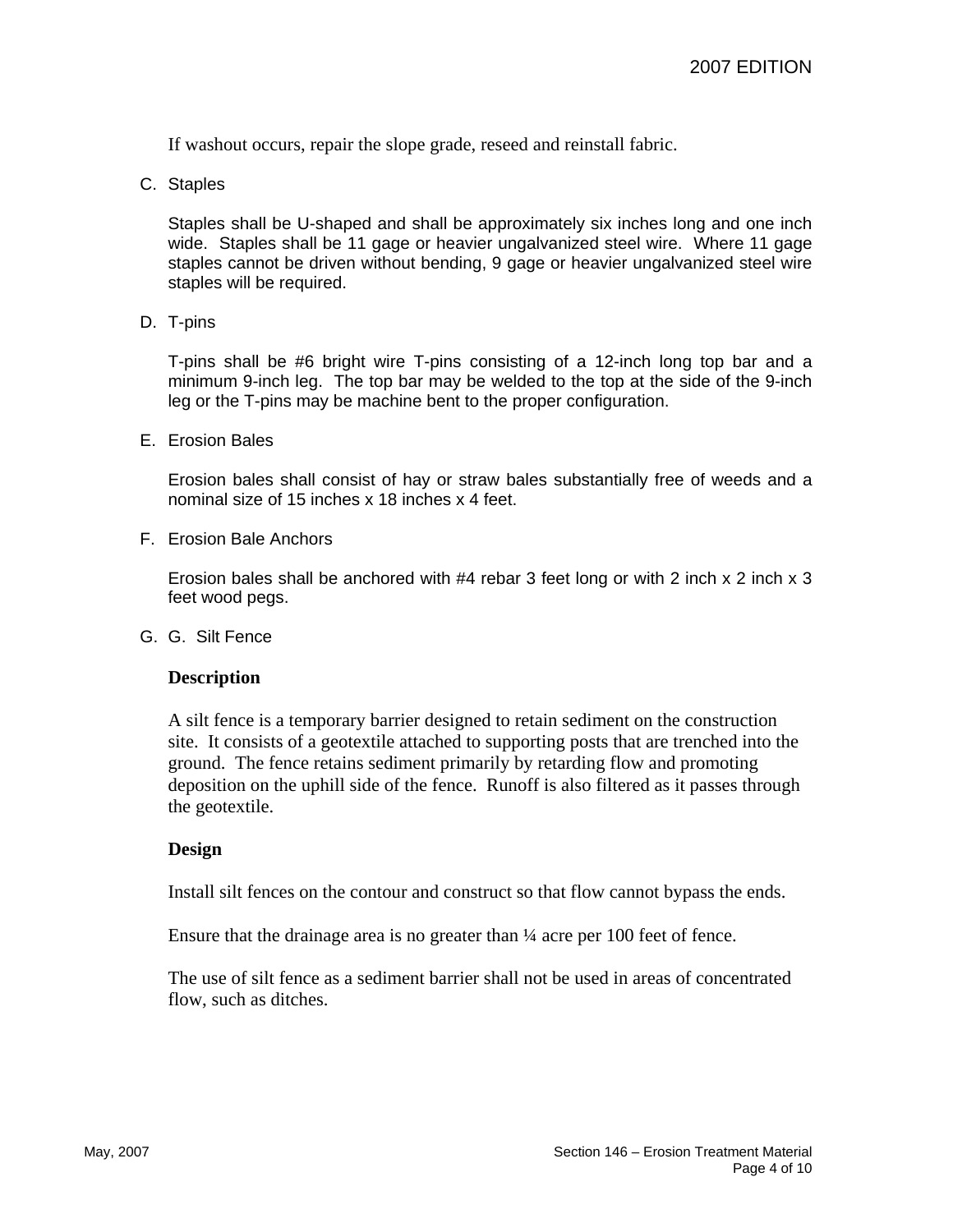If washout occurs, repair the slope grade, reseed and reinstall fabric.

C. Staples

Staples shall be U-shaped and shall be approximately six inches long and one inch wide. Staples shall be 11 gage or heavier ungalvanized steel wire. Where 11 gage staples cannot be driven without bending, 9 gage or heavier ungalvanized steel wire staples will be required.

D. T-pins

T-pins shall be #6 bright wire T-pins consisting of a 12-inch long top bar and a minimum 9-inch leg. The top bar may be welded to the top at the side of the 9-inch leg or the T-pins may be machine bent to the proper configuration.

E. Erosion Bales

Erosion bales shall consist of hay or straw bales substantially free of weeds and a nominal size of 15 inches x 18 inches x 4 feet.

F. Erosion Bale Anchors

Erosion bales shall be anchored with #4 rebar 3 feet long or with 2 inch x 2 inch x 3 feet wood pegs.

G. G. Silt Fence

**Description**

A silt fence is a temporary barrier designed to retain sediment on the construction site. It consists of a geotextile attached to supporting posts that are trenched into the ground. The fence retains sediment primarily by retarding flow and promoting deposition on the uphill side of the fence. Runoff is also filtered as it passes through the geotextile.

**Design**

Install silt fences on the contour and construct so that flow cannot bypass the ends.

Ensure that the drainage area is no greater than ¼ acre per 100 feet of fence.

The use of silt fence as a sediment barrier shall not be used in areas of concentrated flow, such as ditches.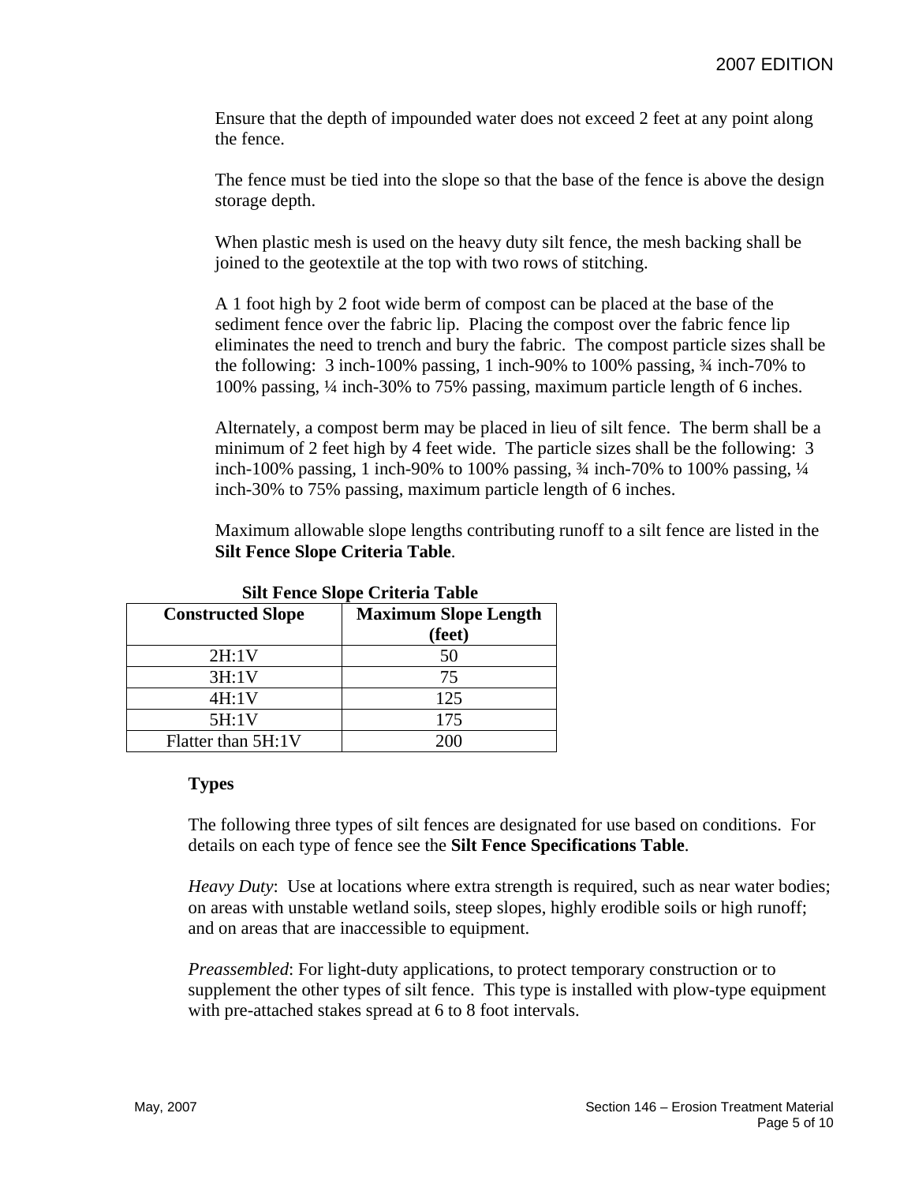Ensure that the depth of impounded water does not exceed 2 feet at any point along the fence.

The fence must be tied into the slope so that the base of the fence is above the design storage depth.

When plastic mesh is used on the heavy duty silt fence, the mesh backing shall be joined to the geotextile at the top with two rows of stitching.

A 1 foot high by 2 foot wide berm of compost can be placed at the base of the sediment fence over the fabric lip. Placing the compost over the fabric fence lip eliminates the need to trench and bury the fabric. The compost particle sizes shall be the following: 3 inch-100% passing, 1 inch-90% to 100% passing, ¾ inch-70% to 100% passing, ¼ inch-30% to 75% passing, maximum particle length of 6 inches.

Alternately, a compost berm may be placed in lieu of silt fence. The berm shall be a minimum of 2 feet high by 4 feet wide. The particle sizes shall be the following: 3 inch-100% passing, 1 inch-90% to 100% passing, ¾ inch-70% to 100% passing, ¼ inch-30% to 75% passing, maximum particle length of 6 inches.

Maximum allowable slope lengths contributing runoff to a silt fence are listed in the **Silt Fence Slope Criteria Table**.

**Silt Fence Slope Criteria Table**

| Constructed Slope | Maximum Slope Length (feet) |
|---|---|
| 2H:1V | 50 |
| 3H:1V | 75 |
| 4H:1V | 125 |
| 5H:1V | 175 |
| Flatter than 5H:1V | 200 |

**Types**

The following three types of silt fences are designated for use based on conditions. For details on each type of fence see the **Silt Fence Specifications Table**.

*Heavy Duty*: Use at locations where extra strength is required, such as near water bodies; on areas with unstable wetland soils, steep slopes, highly erodible soils or high runoff; and on areas that are inaccessible to equipment.

*Preassembled*: For light-duty applications, to protect temporary construction or to supplement the other types of silt fence. This type is installed with plow-type equipment with pre-attached stakes spread at 6 to 8 foot intervals.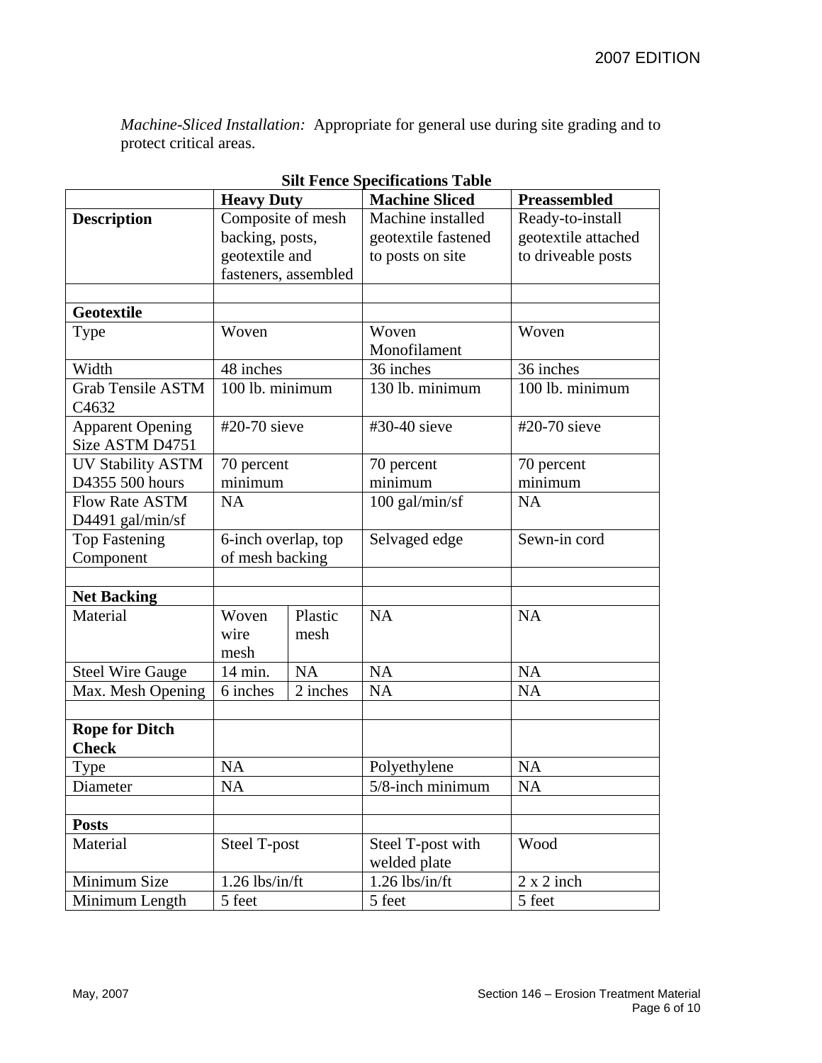*Machine-Sliced Installation:* Appropriate for general use during site grading and to protect critical areas.

**Silt Fence Specifications Table**

| | **Heavy Duty** | | **Machine Sliced** | **Preassembled** |
|---|---|---|---|---|
| **Description** | Composite of mesh backing, posts, geotextile and fasteners, assembled | | Machine installed geotextile fastened to posts on site | Ready-to-install geotextile attached to driveable posts |
| | | | | |
| **Geotextile** | | | | |
| Type | Woven | | Woven Monofilament | Woven |
| Width | 48 inches | | 36 inches | 36 inches |
| Grab Tensile ASTM C4632 | 100 lb. minimum | | 130 lb. minimum | 100 lb. minimum |
| Apparent Opening Size ASTM D4751 | #20-70 sieve | | #30-40 sieve | #20-70 sieve |
| UV Stability ASTM D4355 500 hours | 70 percent minimum | | 70 percent minimum | 70 percent minimum |
| Flow Rate ASTM D4491 gal/min/sf | NA | | 100 gal/min/sf | NA |
| Top Fastening Component | 6-inch overlap, top of mesh backing | | Selvaged edge | Sewn-in cord |
| | | | | |
| **Net Backing** | | | | |
| Material | Woven wire mesh | Plastic mesh | NA | NA |
| Steel Wire Gauge | 14 min. | NA | NA | NA |
| Max. Mesh Opening | 6 inches | 2 inches | NA | NA |
| | | | | |
| **Rope for Ditch Check** | | | | |
| Type | NA | | Polyethylene | NA |
| Diameter | NA | | 5/8-inch minimum | NA |
| | | | | |
| **Posts** | | | | |
| Material | Steel T-post | | Steel T-post with welded plate | Wood |
| Minimum Size | 1.26 lbs/in/ft | | 1.26 lbs/in/ft | 2 x 2 inch |
| Minimum Length | 5 feet | | 5 feet | 5 feet |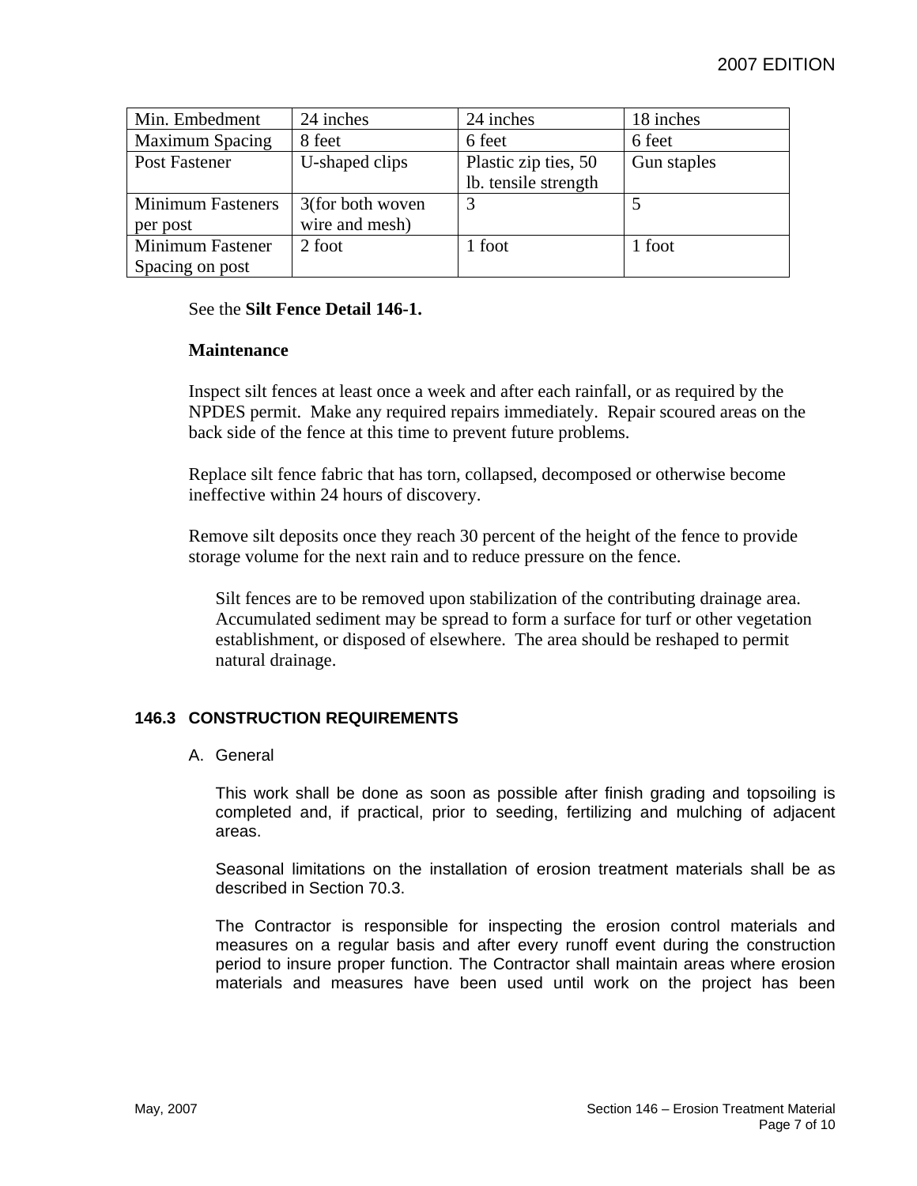| Min. Embedment | 24 inches | 24 inches | 18 inches |
|---|---|---|---|
| Maximum Spacing | 8 feet | 6 feet | 6 feet |
| Post Fastener | U-shaped clips | Plastic zip ties, 50 lb. tensile strength | Gun staples |
| Minimum Fasteners per post | 3(for both woven wire and mesh) | 3 | 5 |
| Minimum Fastener Spacing on post | 2 foot | 1 foot | 1 foot |

See the **Silt Fence Detail 146-1.**

**Maintenance**

Inspect silt fences at least once a week and after each rainfall, or as required by the NPDES permit. Make any required repairs immediately. Repair scoured areas on the back side of the fence at this time to prevent future problems.

Replace silt fence fabric that has torn, collapsed, decomposed or otherwise become ineffective within 24 hours of discovery.

Remove silt deposits once they reach 30 percent of the height of the fence to provide storage volume for the next rain and to reduce pressure on the fence.

Silt fences are to be removed upon stabilization of the contributing drainage area. Accumulated sediment may be spread to form a surface for turf or other vegetation establishment, or disposed of elsewhere. The area should be reshaped to permit natural drainage.

### 146.3 CONSTRUCTION REQUIREMENTS

A. General

This work shall be done as soon as possible after finish grading and topsoiling is completed and, if practical, prior to seeding, fertilizing and mulching of adjacent areas.

Seasonal limitations on the installation of erosion treatment materials shall be as described in Section 70.3.

The Contractor is responsible for inspecting the erosion control materials and measures on a regular basis and after every runoff event during the construction period to insure proper function. The Contractor shall maintain areas where erosion materials and measures have been used until work on the project has been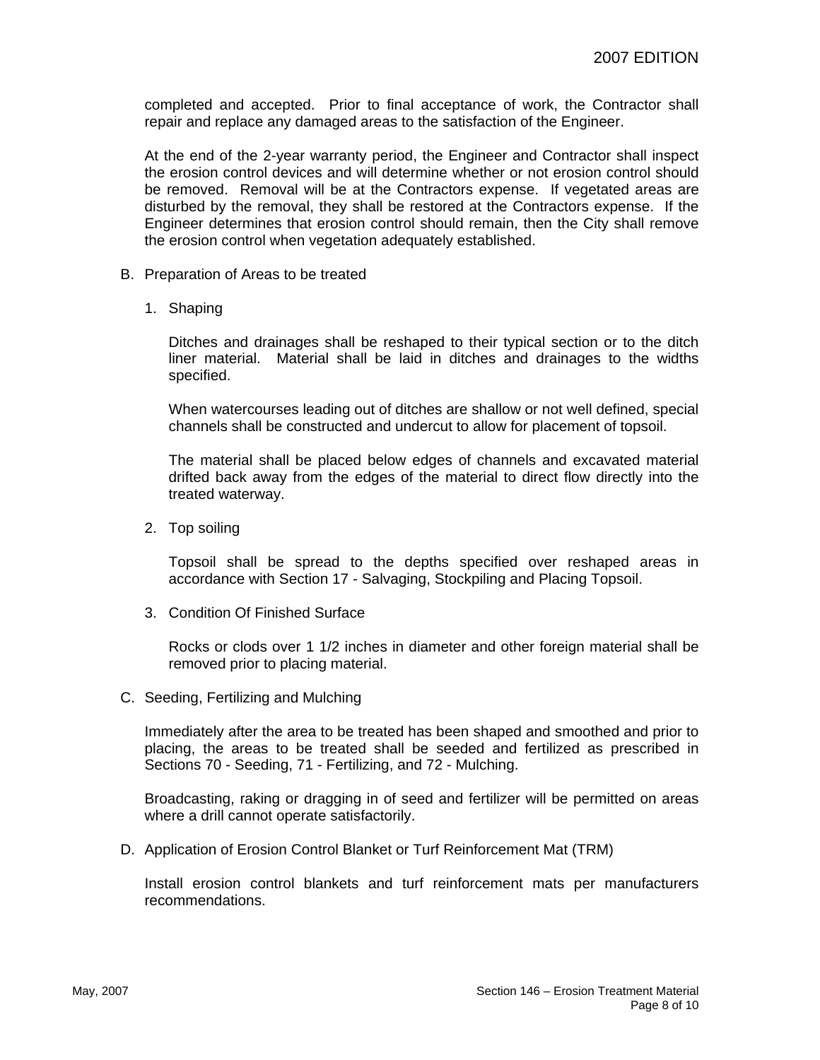completed and accepted. Prior to final acceptance of work, the Contractor shall repair and replace any damaged areas to the satisfaction of the Engineer.

At the end of the 2-year warranty period, the Engineer and Contractor shall inspect the erosion control devices and will determine whether or not erosion control should be removed. Removal will be at the Contractors expense. If vegetated areas are disturbed by the removal, they shall be restored at the Contractors expense. If the Engineer determines that erosion control should remain, then the City shall remove the erosion control when vegetation adequately established.

B. Preparation of Areas to be treated

1. Shaping

   Ditches and drainages shall be reshaped to their typical section or to the ditch liner material. Material shall be laid in ditches and drainages to the widths specified.

   When watercourses leading out of ditches are shallow or not well defined, special channels shall be constructed and undercut to allow for placement of topsoil.

   The material shall be placed below edges of channels and excavated material drifted back away from the edges of the material to direct flow directly into the treated waterway.

2. Top soiling

   Topsoil shall be spread to the depths specified over reshaped areas in accordance with Section 17 - Salvaging, Stockpiling and Placing Topsoil.

3. Condition Of Finished Surface

   Rocks or clods over 1 1/2 inches in diameter and other foreign material shall be removed prior to placing material.

C. Seeding, Fertilizing and Mulching

Immediately after the area to be treated has been shaped and smoothed and prior to placing, the areas to be treated shall be seeded and fertilized as prescribed in Sections 70 - Seeding, 71 - Fertilizing, and 72 - Mulching.

Broadcasting, raking or dragging in of seed and fertilizer will be permitted on areas where a drill cannot operate satisfactorily.

D. Application of Erosion Control Blanket or Turf Reinforcement Mat (TRM)

Install erosion control blankets and turf reinforcement mats per manufacturers recommendations.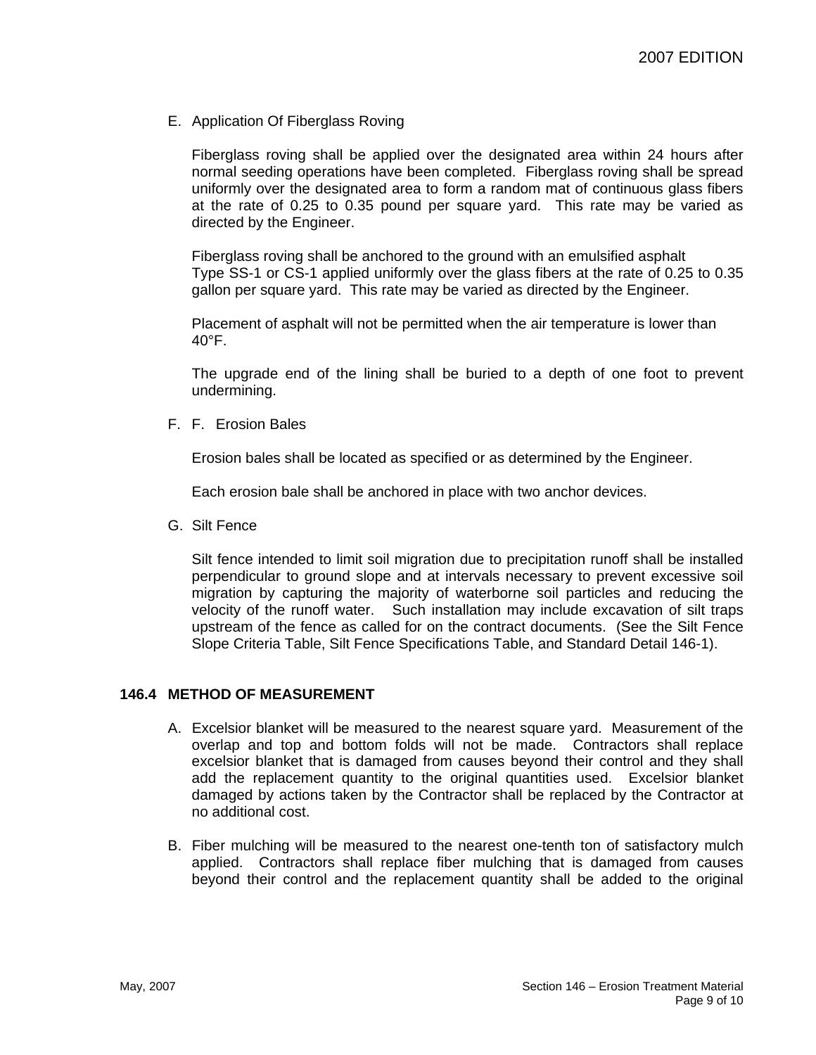E. Application Of Fiberglass Roving

Fiberglass roving shall be applied over the designated area within 24 hours after normal seeding operations have been completed. Fiberglass roving shall be spread uniformly over the designated area to form a random mat of continuous glass fibers at the rate of 0.25 to 0.35 pound per square yard. This rate may be varied as directed by the Engineer.

Fiberglass roving shall be anchored to the ground with an emulsified asphalt Type SS-1 or CS-1 applied uniformly over the glass fibers at the rate of 0.25 to 0.35 gallon per square yard. This rate may be varied as directed by the Engineer.

Placement of asphalt will not be permitted when the air temperature is lower than 40°F.

The upgrade end of the lining shall be buried to a depth of one foot to prevent undermining.

F. F. Erosion Bales

Erosion bales shall be located as specified or as determined by the Engineer.

Each erosion bale shall be anchored in place with two anchor devices.

G. Silt Fence

Silt fence intended to limit soil migration due to precipitation runoff shall be installed perpendicular to ground slope and at intervals necessary to prevent excessive soil migration by capturing the majority of waterborne soil particles and reducing the velocity of the runoff water. Such installation may include excavation of silt traps upstream of the fence as called for on the contract documents. (See the Silt Fence Slope Criteria Table, Silt Fence Specifications Table, and Standard Detail 146-1).

## 146.4 METHOD OF MEASUREMENT

A. Excelsior blanket will be measured to the nearest square yard. Measurement of the overlap and top and bottom folds will not be made. Contractors shall replace excelsior blanket that is damaged from causes beyond their control and they shall add the replacement quantity to the original quantities used. Excelsior blanket damaged by actions taken by the Contractor shall be replaced by the Contractor at no additional cost.

B. Fiber mulching will be measured to the nearest one-tenth ton of satisfactory mulch applied. Contractors shall replace fiber mulching that is damaged from causes beyond their control and the replacement quantity shall be added to the original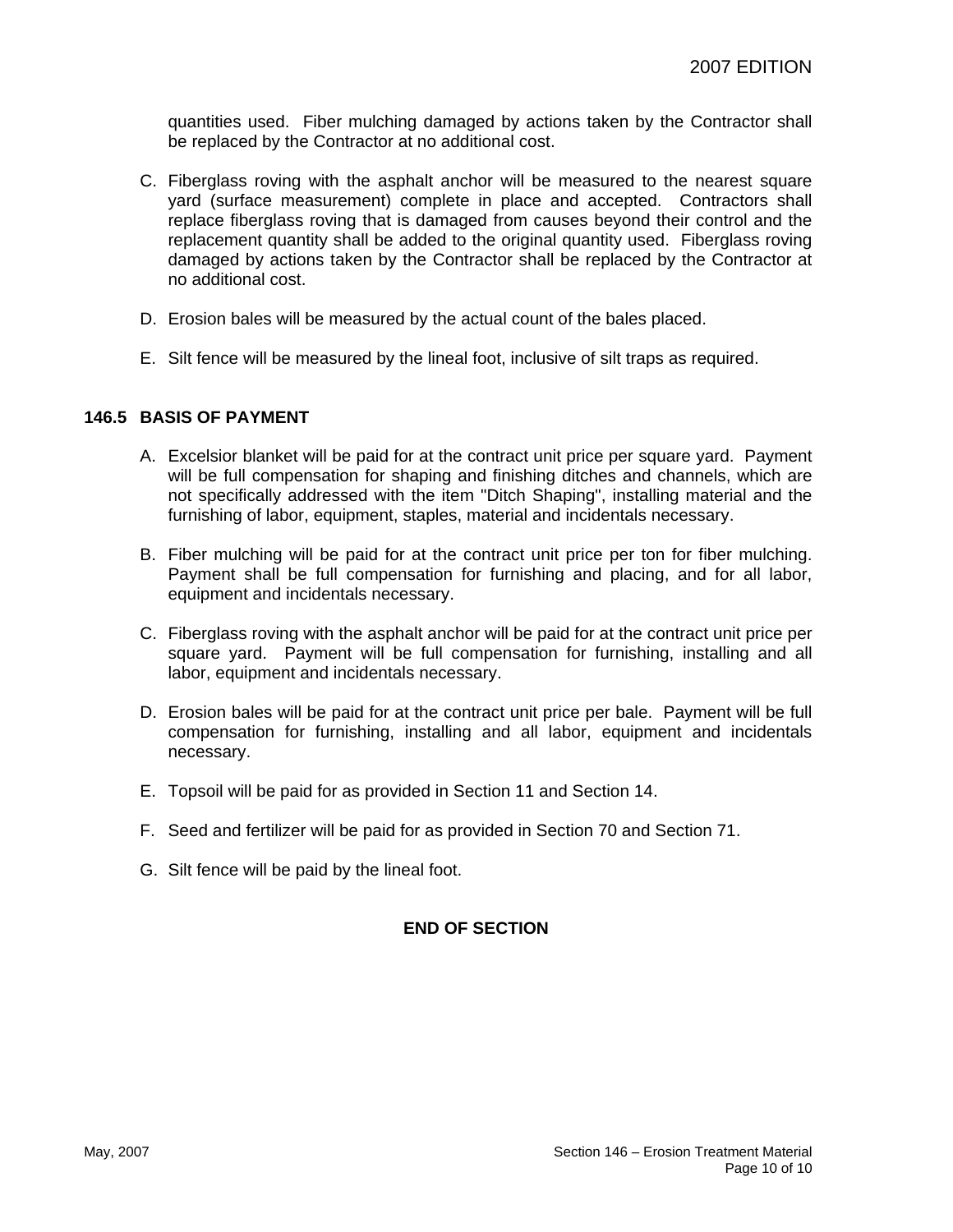quantities used. Fiber mulching damaged by actions taken by the Contractor shall be replaced by the Contractor at no additional cost.

C. Fiberglass roving with the asphalt anchor will be measured to the nearest square yard (surface measurement) complete in place and accepted. Contractors shall replace fiberglass roving that is damaged from causes beyond their control and the replacement quantity shall be added to the original quantity used. Fiberglass roving damaged by actions taken by the Contractor shall be replaced by the Contractor at no additional cost.

D. Erosion bales will be measured by the actual count of the bales placed.

E. Silt fence will be measured by the lineal foot, inclusive of silt traps as required.

## 146.5 BASIS OF PAYMENT

A. Excelsior blanket will be paid for at the contract unit price per square yard. Payment will be full compensation for shaping and finishing ditches and channels, which are not specifically addressed with the item "Ditch Shaping", installing material and the furnishing of labor, equipment, staples, material and incidentals necessary.

B. Fiber mulching will be paid for at the contract unit price per ton for fiber mulching. Payment shall be full compensation for furnishing and placing, and for all labor, equipment and incidentals necessary.

C. Fiberglass roving with the asphalt anchor will be paid for at the contract unit price per square yard. Payment will be full compensation for furnishing, installing and all labor, equipment and incidentals necessary.

D. Erosion bales will be paid for at the contract unit price per bale. Payment will be full compensation for furnishing, installing and all labor, equipment and incidentals necessary.

E. Topsoil will be paid for as provided in Section 11 and Section 14.

F. Seed and fertilizer will be paid for as provided in Section 70 and Section 71.

G. Silt fence will be paid by the lineal foot.

**END OF SECTION**